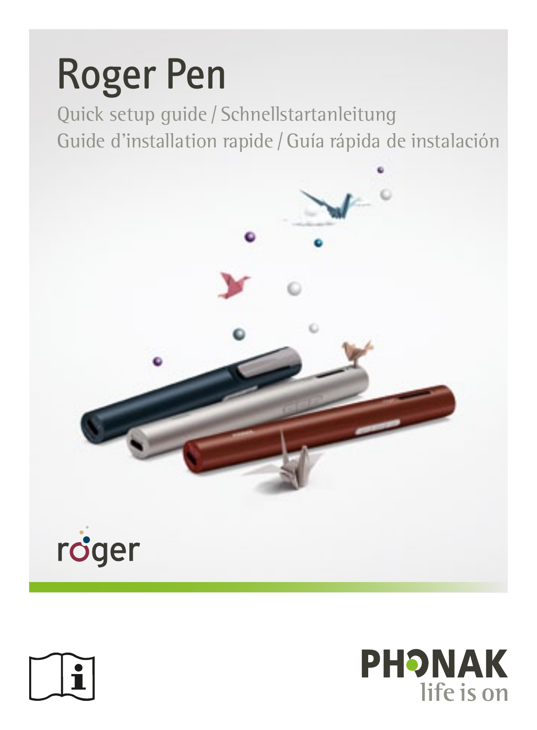# Roger Pen

Quick setup guide / Schnellstartanleitung
Guide d'installation rapide / Guía rápida de instalación

roger

PHONAK
life is on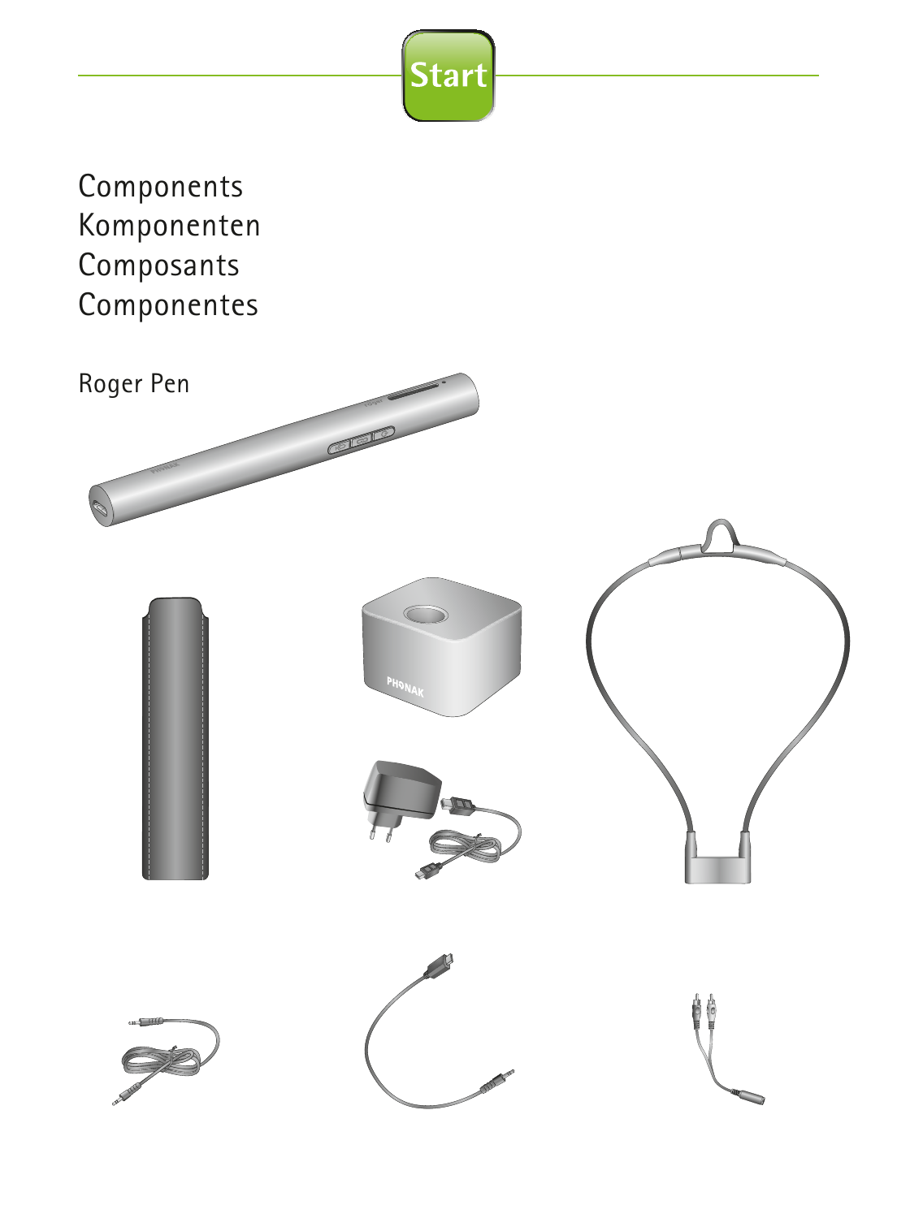Start

# Components
# Komponenten
# Composants
# Componentes

Roger Pen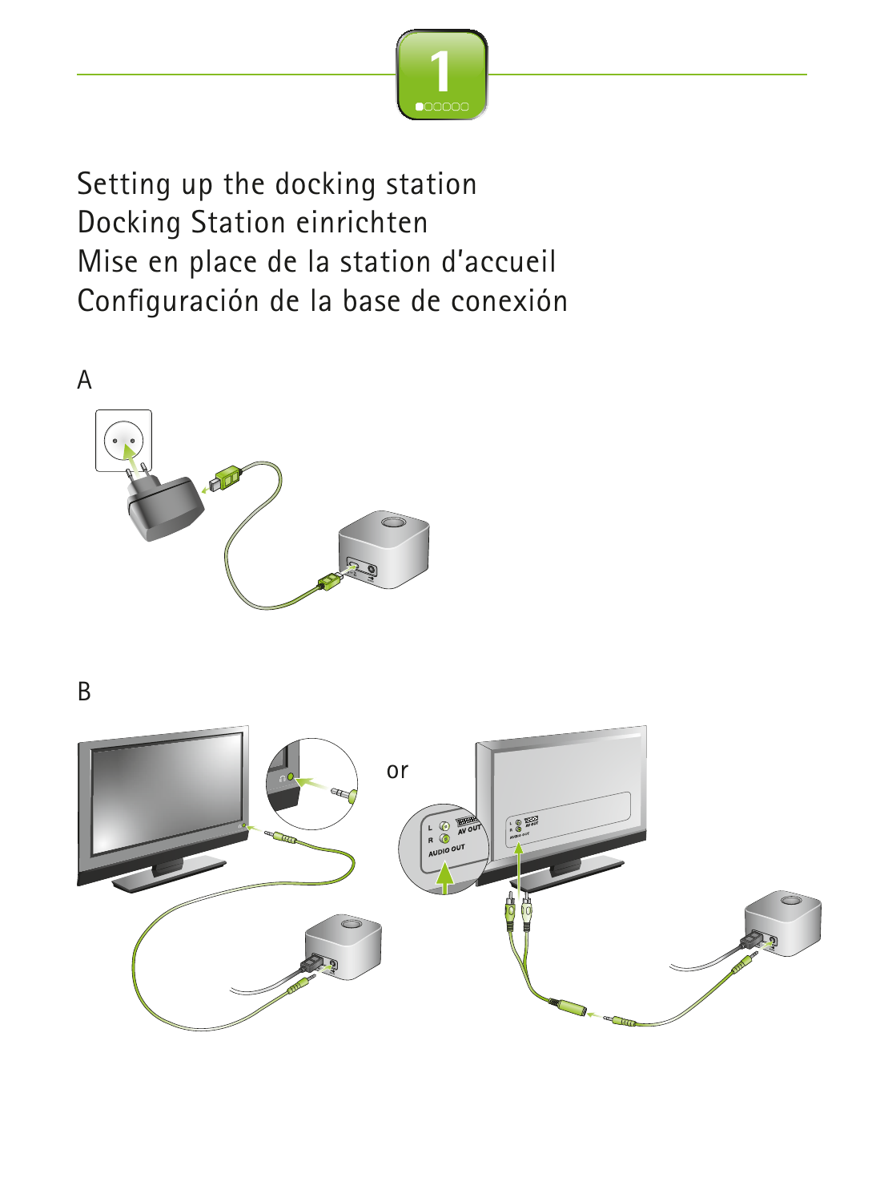# 1

Setting up the docking station
Docking Station einrichten
Mise en place de la station d'accueil
Configuración de la base de conexión

A

B

or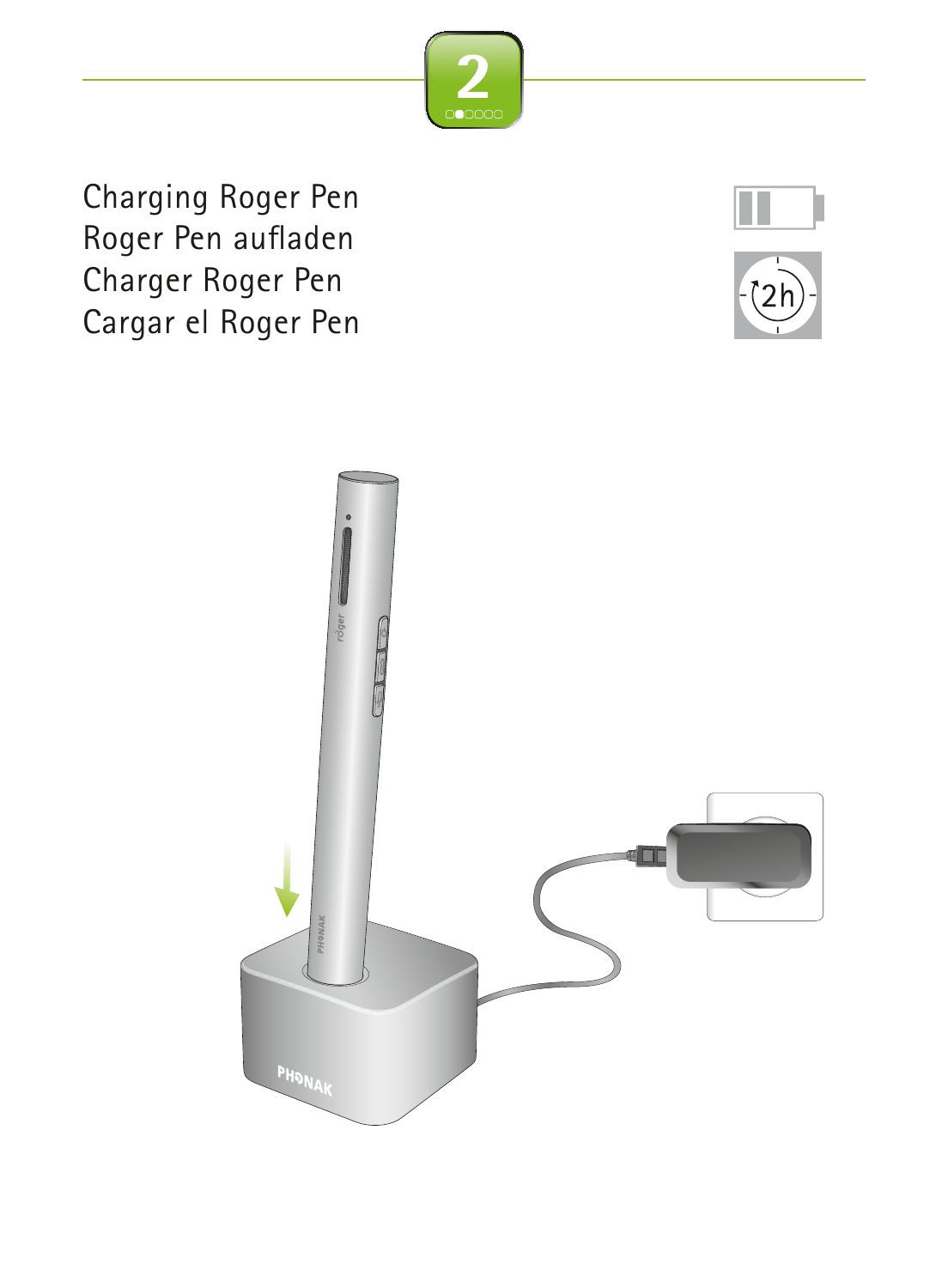# 2

Charging Roger Pen
Roger Pen aufladen
Charger Roger Pen
Cargar el Roger Pen

2h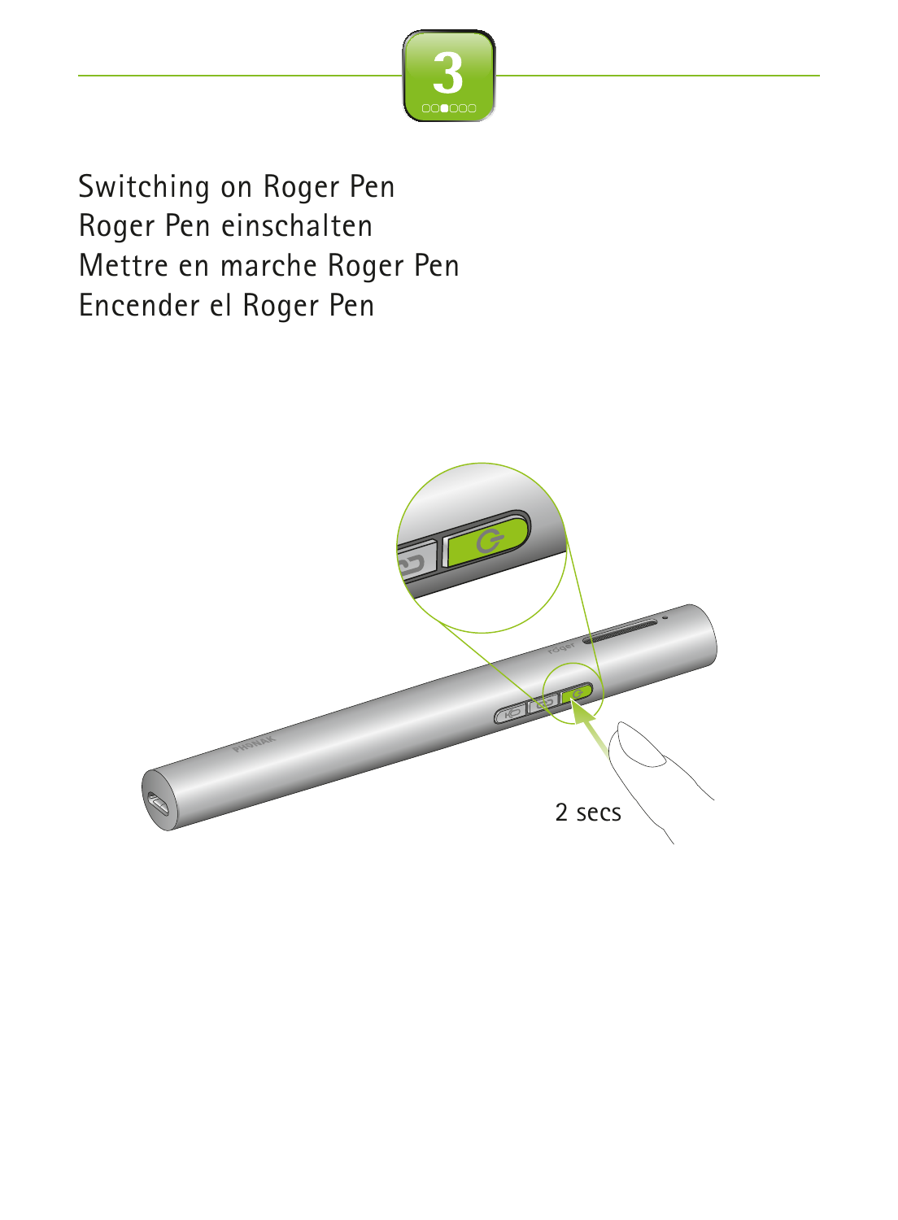3

Switching on Roger Pen
Roger Pen einschalten
Mettre en marche Roger Pen
Encender el Roger Pen

2 secs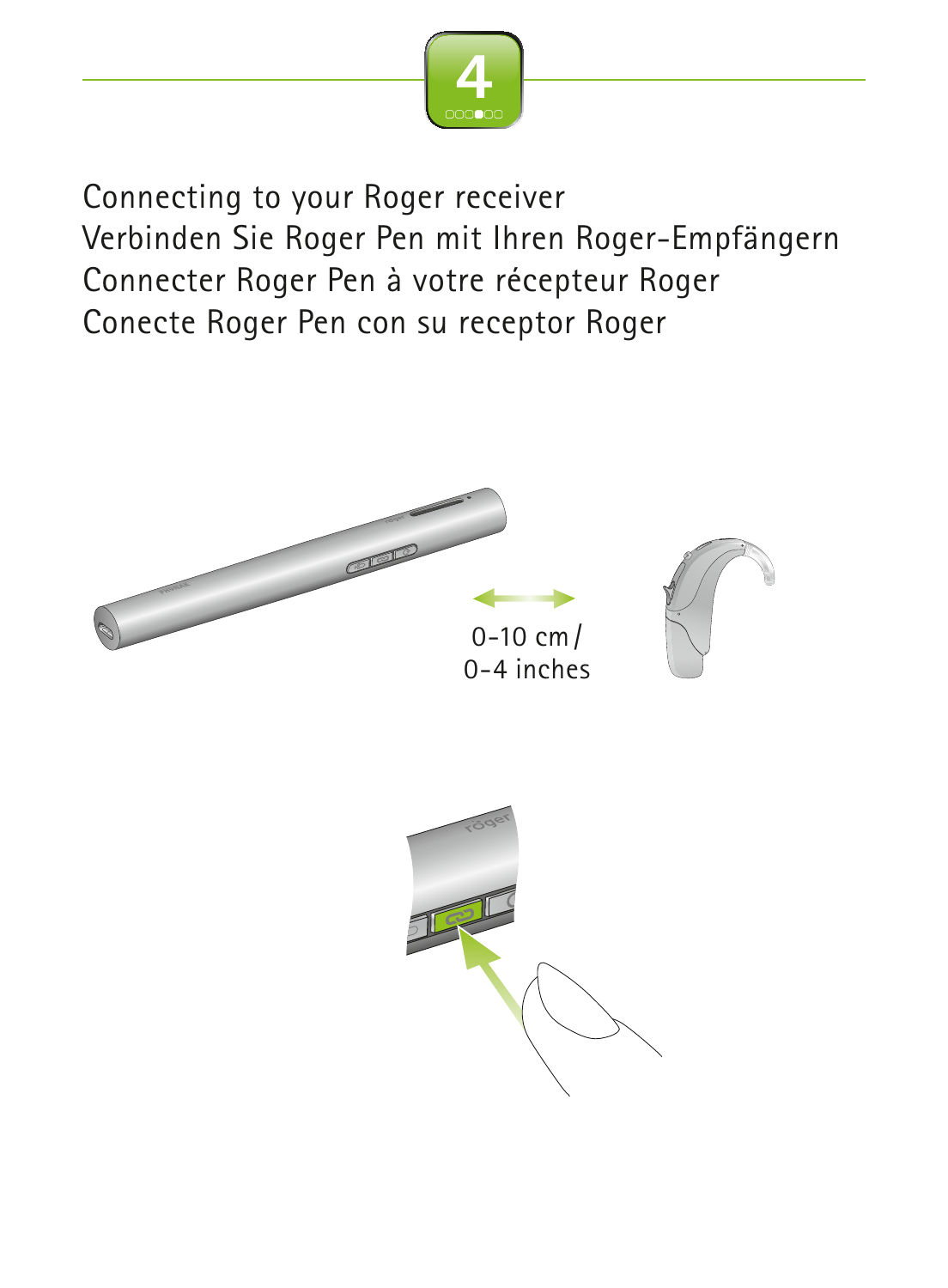# 4

Connecting to your Roger receiver
Verbinden Sie Roger Pen mit Ihren Roger-Empfängern
Connecter Roger Pen à votre récepteur Roger
Conecte Roger Pen con su receptor Roger

0-10 cm / 0-4 inches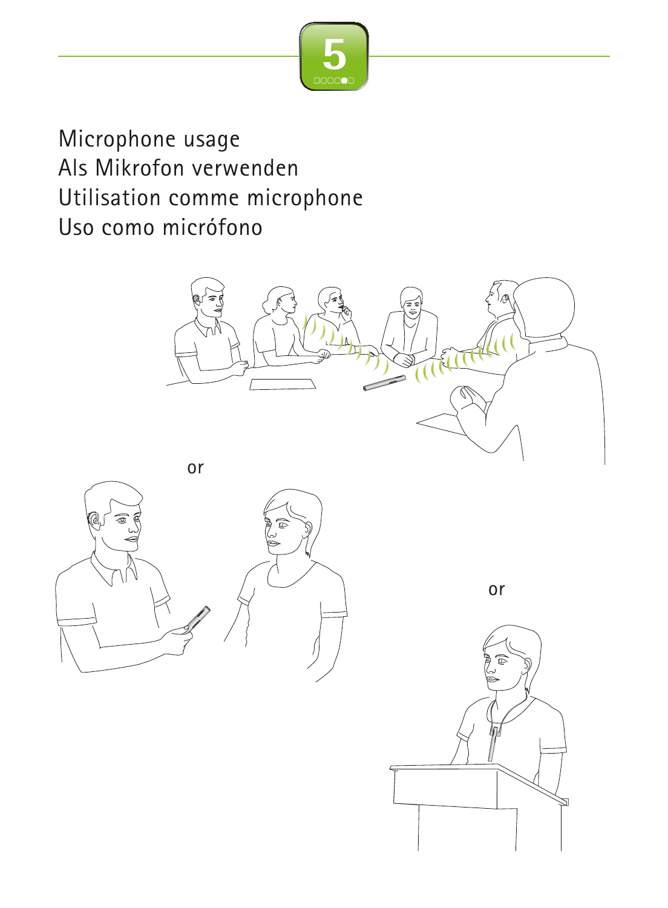5

# Microphone usage
# Als Mikrofon verwenden
# Utilisation comme microphone
# Uso como micrófono

or

or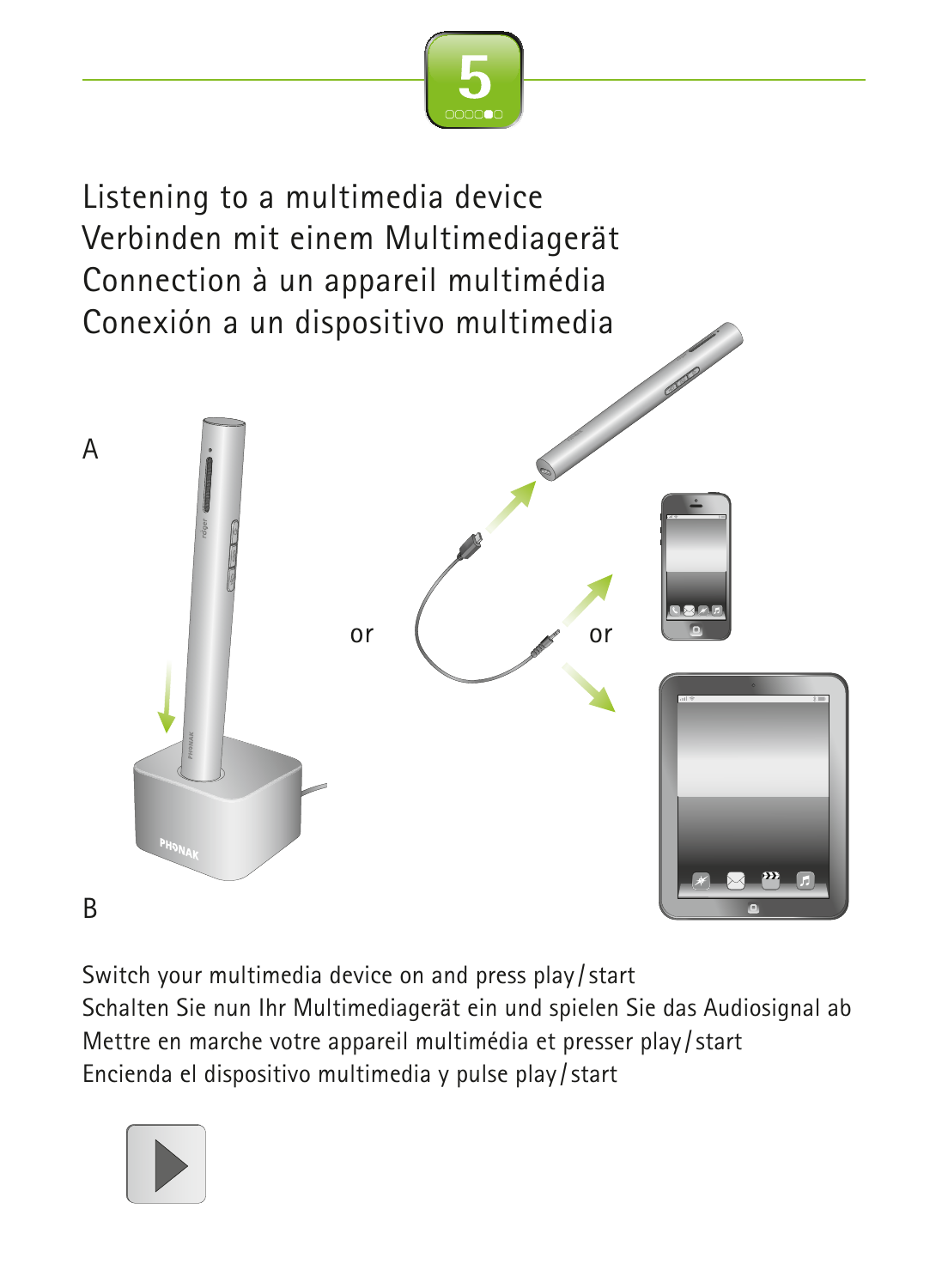5

# Listening to a multimedia device
# Verbinden mit einem Multimediagerät
# Connection à un appareil multimédia
# Conexión a un dispositivo multimedia

A

or

or

B

Switch your multimedia device on and press play / start
Schalten Sie nun Ihr Multimediagerät ein und spielen Sie das Audiosignal ab
Mettre en marche votre appareil multimédia et presser play / start
Encienda el dispositivo multimedia y pulse play / start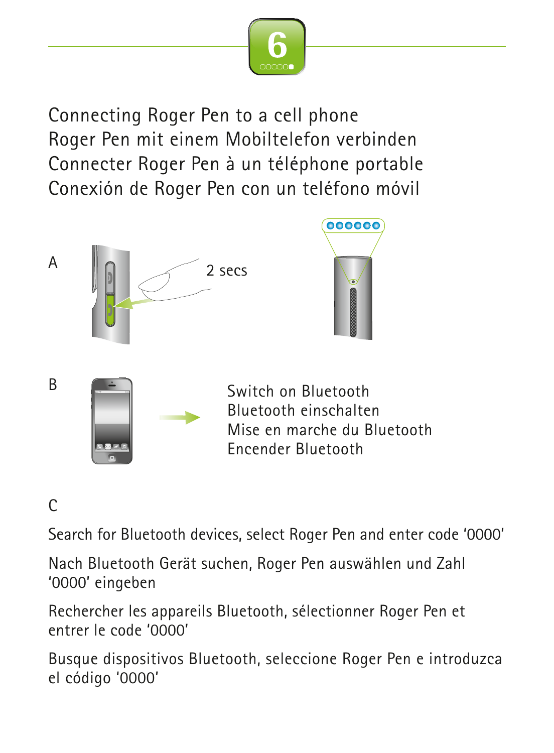# 6

## Connecting Roger Pen to a cell phone
## Roger Pen mit einem Mobiltelefon verbinden
## Connecter Roger Pen à un téléphone portable
## Conexión de Roger Pen con un teléfono móvil

A

2 secs

B

Switch on Bluetooth
Bluetooth einschalten
Mise en marche du Bluetooth
Encender Bluetooth

C

Search for Bluetooth devices, select Roger Pen and enter code '0000'

Nach Bluetooth Gerät suchen, Roger Pen auswählen und Zahl '0000' eingeben

Rechercher les appareils Bluetooth, sélectionner Roger Pen et entrer le code '0000'

Busque dispositivos Bluetooth, seleccione Roger Pen e introduzca el código '0000'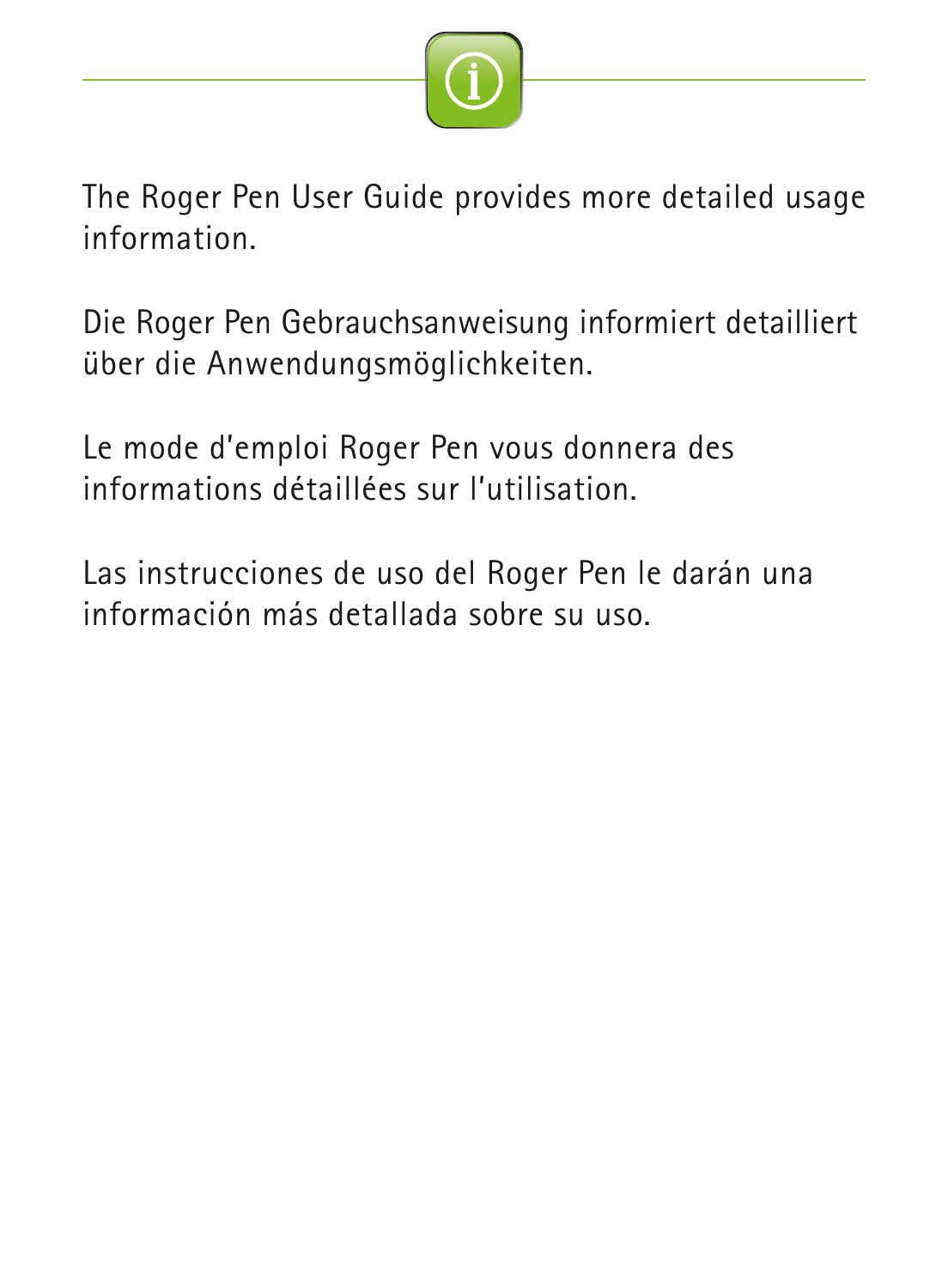The Roger Pen User Guide provides more detailed usage information.

Die Roger Pen Gebrauchsanweisung informiert detailliert über die Anwendungsmöglichkeiten.

Le mode d'emploi Roger Pen vous donnera des informations détaillées sur l'utilisation.

Las instrucciones de uso del Roger Pen le darán una información más detallada sobre su uso.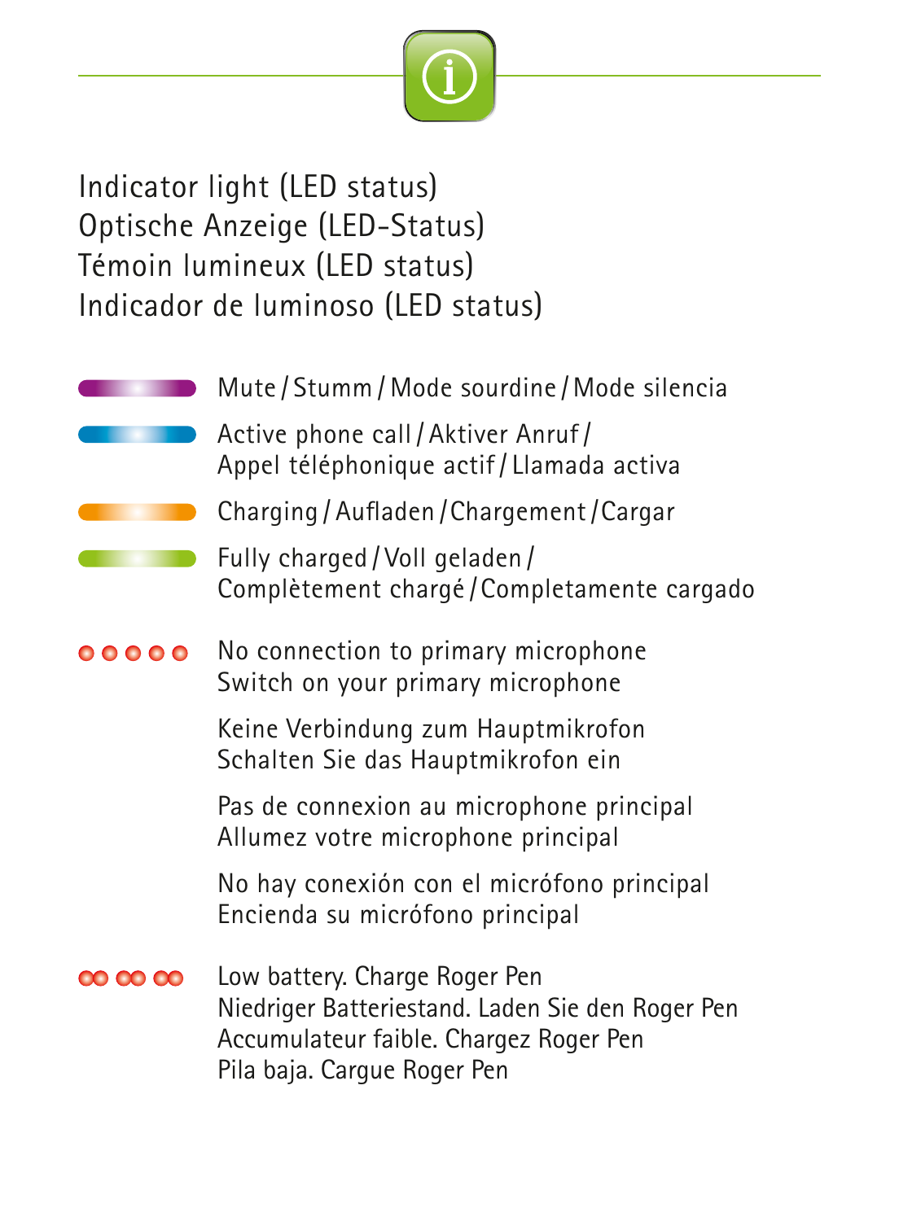# Indicator light (LED status)
# Optische Anzeige (LED-Status)
# Témoin lumineux (LED status)
# Indicador de luminoso (LED status)

Mute / Stumm / Mode sourdine / Mode silencia

Active phone call / Aktiver Anruf / Appel téléphonique actif / Llamada activa

Charging / Aufladen / Chargement / Cargar

Fully charged / Voll geladen / Complètement chargé / Completamente cargado

No connection to primary microphone
Switch on your primary microphone

Keine Verbindung zum Hauptmikrofon
Schalten Sie das Hauptmikrofon ein

Pas de connexion au microphone principal
Allumez votre microphone principal

No hay conexión con el micrófono principal
Encienda su micrófono principal

Low battery. Charge Roger Pen
Niedriger Batteriestand. Laden Sie den Roger Pen
Accumulateur faible. Chargez Roger Pen
Pila baja. Cargue Roger Pen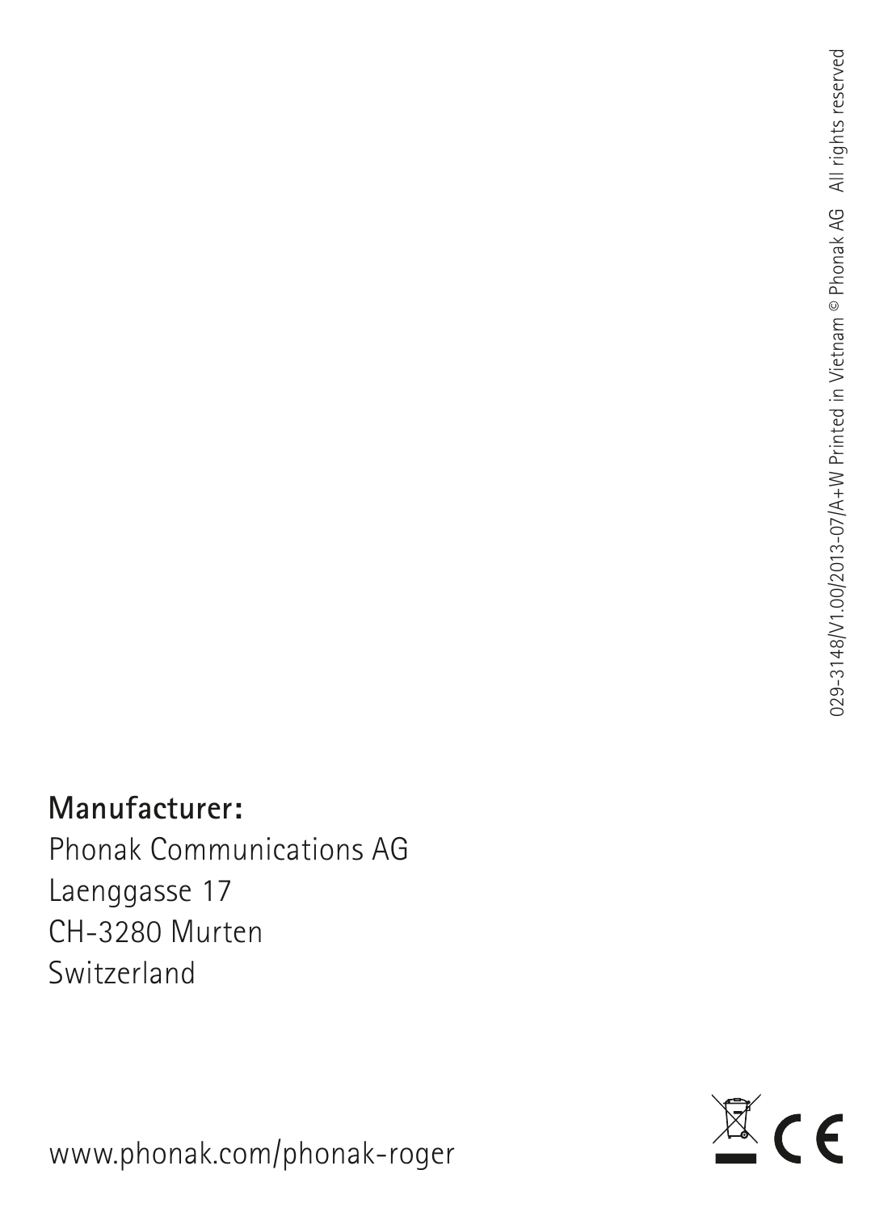029-3148/V1.00/2013-07/A+W Printed in Vietnam © Phonak AG All rights reserved

**Manufacturer:**

Phonak Communications AG
Laenggasse 17
CH-3280 Murten
Switzerland

www.phonak.com/phonak-roger